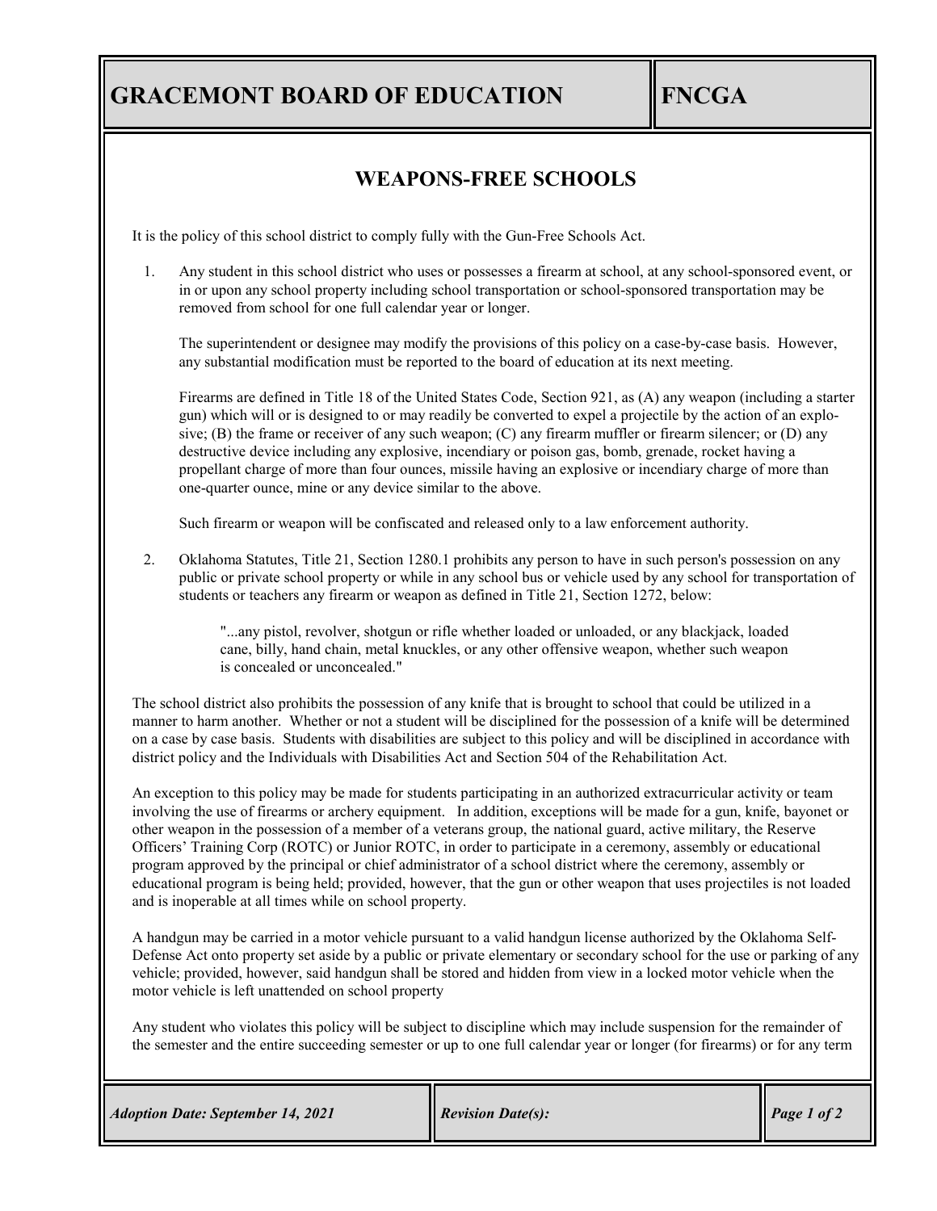# GRACEMONT BOARD OF EDUCATION

# FNCGA

## WEAPONS-FREE SCHOOLS

It is the policy of this school district to comply fully with the Gun-Free Schools Act.

1. Any student in this school district who uses or possesses a firearm at school, at any school-sponsored event, or in or upon any school property including school transportation or school-sponsored transportation may be removed from school for one full calendar year or longer.

   The superintendent or designee may modify the provisions of this policy on a case-by-case basis. However, any substantial modification must be reported to the board of education at its next meeting.

   Firearms are defined in Title 18 of the United States Code, Section 921, as (A) any weapon (including a starter gun) which will or is designed to or may readily be converted to expel a projectile by the action of an explosive; (B) the frame or receiver of any such weapon; (C) any firearm muffler or firearm silencer; or (D) any destructive device including any explosive, incendiary or poison gas, bomb, grenade, rocket having a propellant charge of more than four ounces, missile having an explosive or incendiary charge of more than one-quarter ounce, mine or any device similar to the above.

   Such firearm or weapon will be confiscated and released only to a law enforcement authority.

2. Oklahoma Statutes, Title 21, Section 1280.1 prohibits any person to have in such person's possession on any public or private school property or while in any school bus or vehicle used by any school for transportation of students or teachers any firearm or weapon as defined in Title 21, Section 1272, below:

   > "...any pistol, revolver, shotgun or rifle whether loaded or unloaded, or any blackjack, loaded cane, billy, hand chain, metal knuckles, or any other offensive weapon, whether such weapon is concealed or unconcealed."

The school district also prohibits the possession of any knife that is brought to school that could be utilized in a manner to harm another. Whether or not a student will be disciplined for the possession of a knife will be determined on a case by case basis. Students with disabilities are subject to this policy and will be disciplined in accordance with district policy and the Individuals with Disabilities Act and Section 504 of the Rehabilitation Act.

An exception to this policy may be made for students participating in an authorized extracurricular activity or team involving the use of firearms or archery equipment. In addition, exceptions will be made for a gun, knife, bayonet or other weapon in the possession of a member of a veterans group, the national guard, active military, the Reserve Officers' Training Corp (ROTC) or Junior ROTC, in order to participate in a ceremony, assembly or educational program approved by the principal or chief administrator of a school district where the ceremony, assembly or educational program is being held; provided, however, that the gun or other weapon that uses projectiles is not loaded and is inoperable at all times while on school property.

A handgun may be carried in a motor vehicle pursuant to a valid handgun license authorized by the Oklahoma Self-Defense Act onto property set aside by a public or private elementary or secondary school for the use or parking of any vehicle; provided, however, said handgun shall be stored and hidden from view in a locked motor vehicle when the motor vehicle is left unattended on school property

Any student who violates this policy will be subject to discipline which may include suspension for the remainder of the semester and the entire succeeding semester or up to one full calendar year or longer (for firearms) or for any term

*Adoption Date: September 14, 2021* | *Revision Date(s):*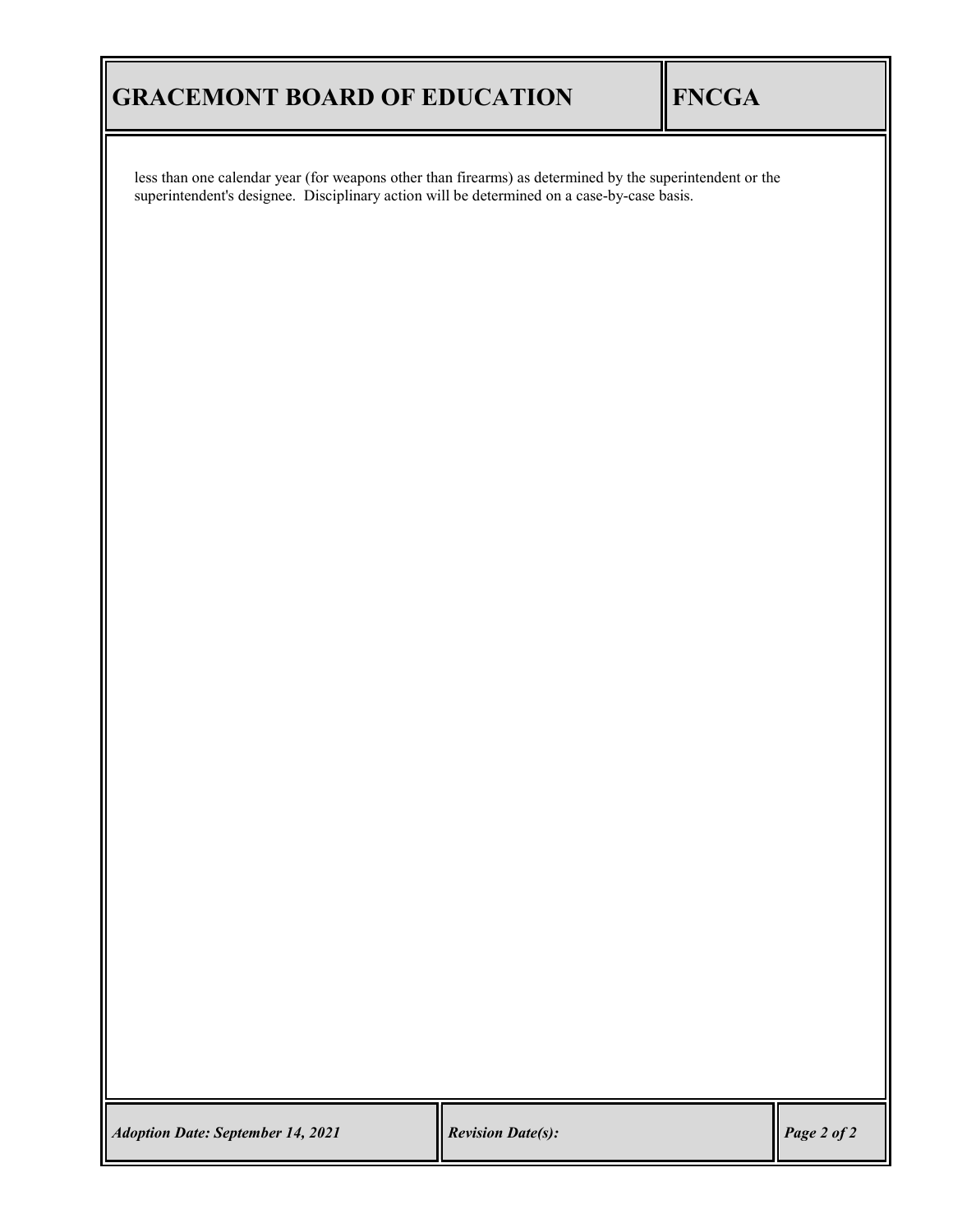less than one calendar year (for weapons other than firearms) as determined by the superintendent or the superintendent's designee. Disciplinary action will be determined on a case-by-case basis.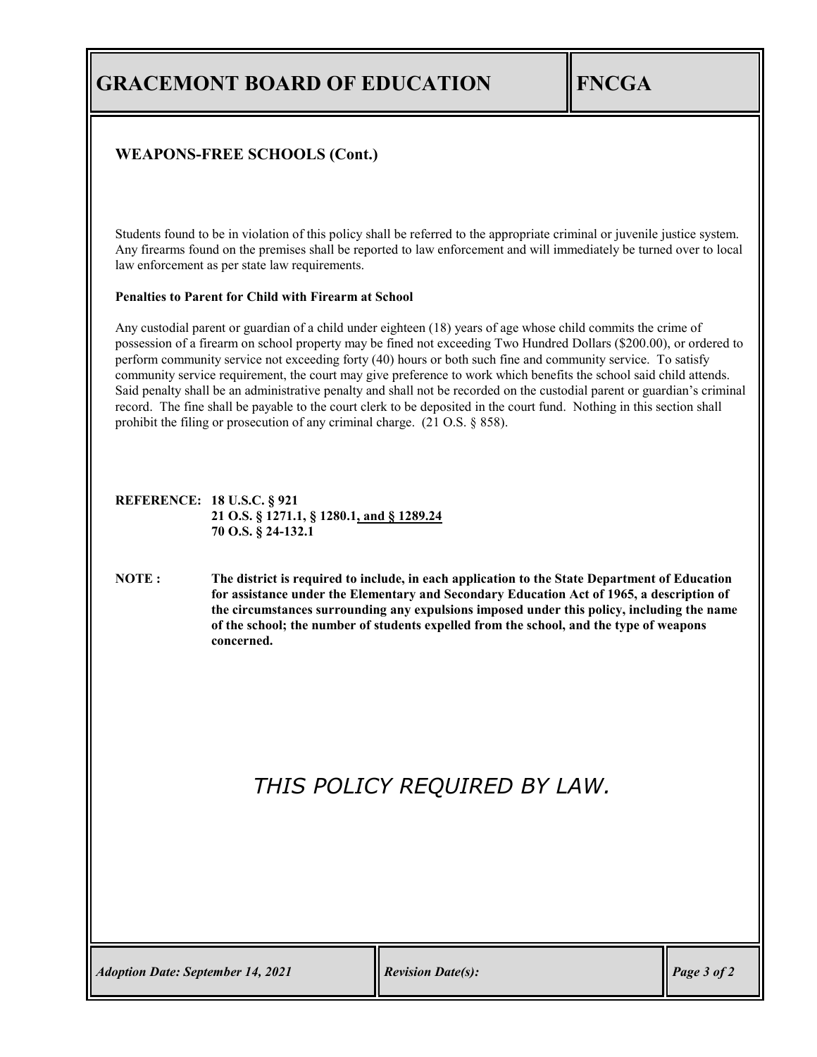## WEAPONS-FREE SCHOOLS (Cont.)

Students found to be in violation of this policy shall be referred to the appropriate criminal or juvenile justice system. Any firearms found on the premises shall be reported to law enforcement and will immediately be turned over to local law enforcement as per state law requirements.

**Penalties to Parent for Child with Firearm at School**

Any custodial parent or guardian of a child under eighteen (18) years of age whose child commits the crime of possession of a firearm on school property may be fined not exceeding Two Hundred Dollars ($200.00), or ordered to perform community service not exceeding forty (40) hours or both such fine and community service. To satisfy community service requirement, the court may give preference to work which benefits the school said child attends. Said penalty shall be an administrative penalty and shall not be recorded on the custodial parent or guardian's criminal record. The fine shall be payable to the court clerk to be deposited in the court fund. Nothing in this section shall prohibit the filing or prosecution of any criminal charge. (21 O.S. § 858).

**REFERENCE: 18 U.S.C. § 921**
**21 O.S. § 1271.1, § 1280.1, and § 1289.24**
**70 O.S. § 24-132.1**

**NOTE : The district is required to include, in each application to the State Department of Education for assistance under the Elementary and Secondary Education Act of 1965, a description of the circumstances surrounding any expulsions imposed under this policy, including the name of the school; the number of students expelled from the school, and the type of weapons concerned.**

*THIS POLICY REQUIRED BY LAW.*

*Adoption Date: September 14, 2021* | *Revision Date(s):*